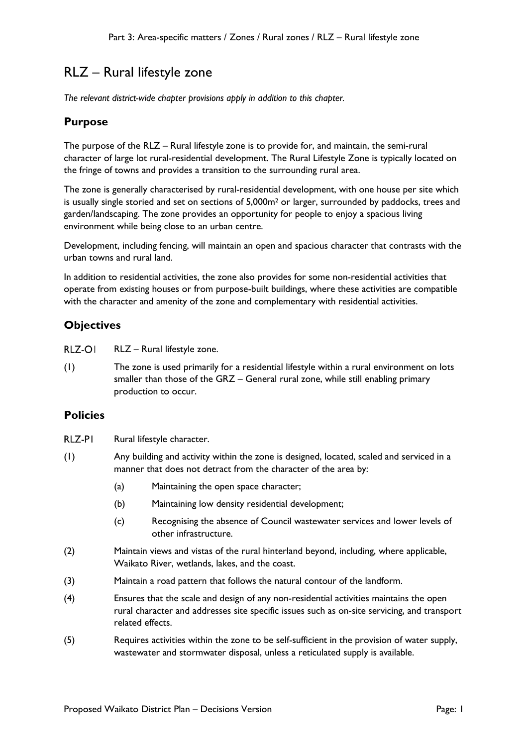# RLZ – Rural lifestyle zone

*The relevant district-wide chapter provisions apply in addition to this chapter.*

## Purpose

The purpose of the RLZ – Rural lifestyle zone is to provide for, and maintain, the semi-rural character of large lot rural-residential development. The Rural Lifestyle Zone is typically located on the fringe of towns and provides a transition to the surrounding rural area.

The zone is generally characterised by rural-residential development, with one house per site which is usually single storied and set on sections of 5,000m² or larger, surrounded by paddocks, trees and garden/landscaping. The zone provides an opportunity for people to enjoy a spacious living environment while being close to an urban centre.

Development, including fencing, will maintain an open and spacious character that contrasts with the urban towns and rural land.

In addition to residential activities, the zone also provides for some non-residential activities that operate from existing houses or from purpose-built buildings, where these activities are compatible with the character and amenity of the zone and complementary with residential activities.

## Objectives

RLZ-O1 RLZ – Rural lifestyle zone.

(1) The zone is used primarily for a residential lifestyle within a rural environment on lots smaller than those of the GRZ – General rural zone, while still enabling primary production to occur.

## Policies

RLZ-P1 Rural lifestyle character.

(1) Any building and activity within the zone is designed, located, scaled and serviced in a manner that does not detract from the character of the area by:

- (a) Maintaining the open space character;
- (b) Maintaining low density residential development;
- (c) Recognising the absence of Council wastewater services and lower levels of other infrastructure.

(2) Maintain views and vistas of the rural hinterland beyond, including, where applicable, Waikato River, wetlands, lakes, and the coast.

(3) Maintain a road pattern that follows the natural contour of the landform.

(4) Ensures that the scale and design of any non-residential activities maintains the open rural character and addresses site specific issues such as on-site servicing, and transport related effects.

(5) Requires activities within the zone to be self-sufficient in the provision of water supply, wastewater and stormwater disposal, unless a reticulated supply is available.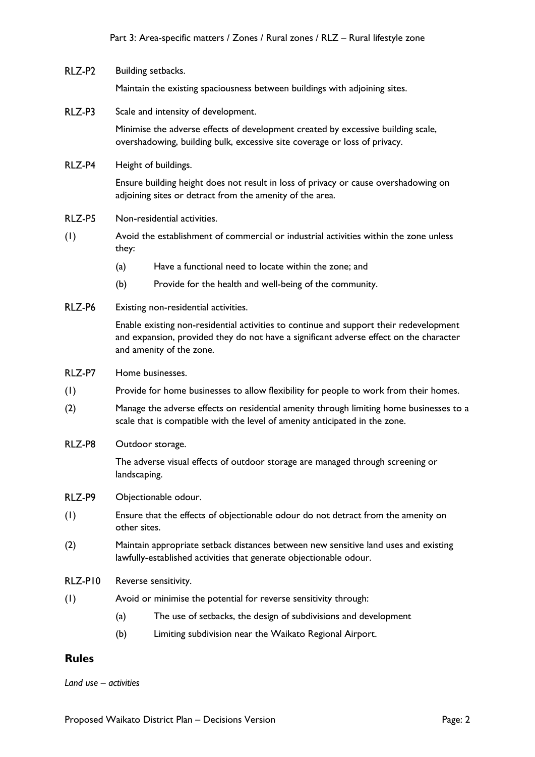RLZ-P2 Building setbacks.

Maintain the existing spaciousness between buildings with adjoining sites.

RLZ-P3 Scale and intensity of development.

Minimise the adverse effects of development created by excessive building scale, overshadowing, building bulk, excessive site coverage or loss of privacy.

RLZ-P4 Height of buildings.

Ensure building height does not result in loss of privacy or cause overshadowing on adjoining sites or detract from the amenity of the area.

RLZ-P5 Non-residential activities.

(1) Avoid the establishment of commercial or industrial activities within the zone unless they:

(a) Have a functional need to locate within the zone; and

(b) Provide for the health and well-being of the community.

RLZ-P6 Existing non-residential activities.

Enable existing non-residential activities to continue and support their redevelopment and expansion, provided they do not have a significant adverse effect on the character and amenity of the zone.

RLZ-P7 Home businesses.

(1) Provide for home businesses to allow flexibility for people to work from their homes.

(2) Manage the adverse effects on residential amenity through limiting home businesses to a scale that is compatible with the level of amenity anticipated in the zone.

RLZ-P8 Outdoor storage.

The adverse visual effects of outdoor storage are managed through screening or landscaping.

RLZ-P9 Objectionable odour.

(1) Ensure that the effects of objectionable odour do not detract from the amenity on other sites.

(2) Maintain appropriate setback distances between new sensitive land uses and existing lawfully-established activities that generate objectionable odour.

RLZ-P10 Reverse sensitivity.

(1) Avoid or minimise the potential for reverse sensitivity through:

(a) The use of setbacks, the design of subdivisions and development

(b) Limiting subdivision near the Waikato Regional Airport.

## Rules

*Land use – activities*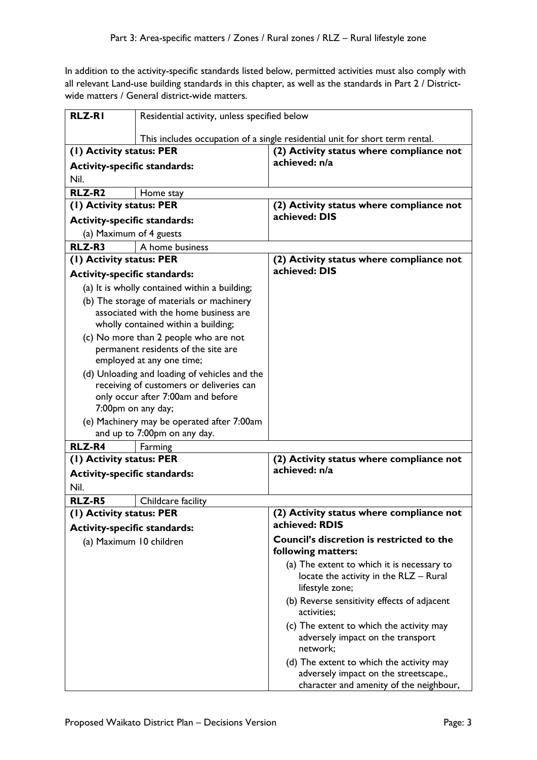In addition to the activity-specific standards listed below, permitted activities must also comply with all relevant Land-use building standards in this chapter, as well as the standards in Part 2 / District-wide matters / General district-wide matters.

| **RLZ-R1** | Residential activity, unless specified below<br><br>This includes occupation of a single residential unit for short term rental. |
|---|---|
| **(1) Activity status: PER**<br>**Activity-specific standards:**<br>Nil. | **(2) Activity status where compliance not achieved: n/a** |
| **RLZ-R2** | Home stay |
| **(1) Activity status: PER**<br>**Activity-specific standards:**<br>(a) Maximum of 4 guests | **(2) Activity status where compliance not achieved: DIS** |
| **RLZ-R3** | A home business |
| **(1) Activity status: PER**<br>**Activity-specific standards:**<br>(a) It is wholly contained within a building;<br>(b) The storage of materials or machinery associated with the home business are wholly contained within a building;<br>(c) No more than 2 people who are not permanent residents of the site are employed at any one time;<br>(d) Unloading and loading of vehicles and the receiving of customers or deliveries can only occur after 7:00am and before 7:00pm on any day;<br>(e) Machinery may be operated after 7:00am and up to 7:00pm on any day. | **(2) Activity status where compliance not achieved: DIS** |
| **RLZ-R4** | Farming |
| **(1) Activity status: PER**<br>**Activity-specific standards:**<br>Nil. | **(2) Activity status where compliance not achieved: n/a** |
| **RLZ-R5** | Childcare facility |
| **(1) Activity status: PER**<br>**Activity-specific standards:**<br>(a) Maximum 10 children | **(2) Activity status where compliance not achieved: RDIS**<br>**Council's discretion is restricted to the following matters:**<br>(a) The extent to which it is necessary to locate the activity in the RLZ – Rural lifestyle zone;<br>(b) Reverse sensitivity effects of adjacent activities;<br>(c) The extent to which the activity may adversely impact on the transport network;<br>(d) The extent to which the activity may adversely impact on the streetscape., character and amenity of the neighbour, |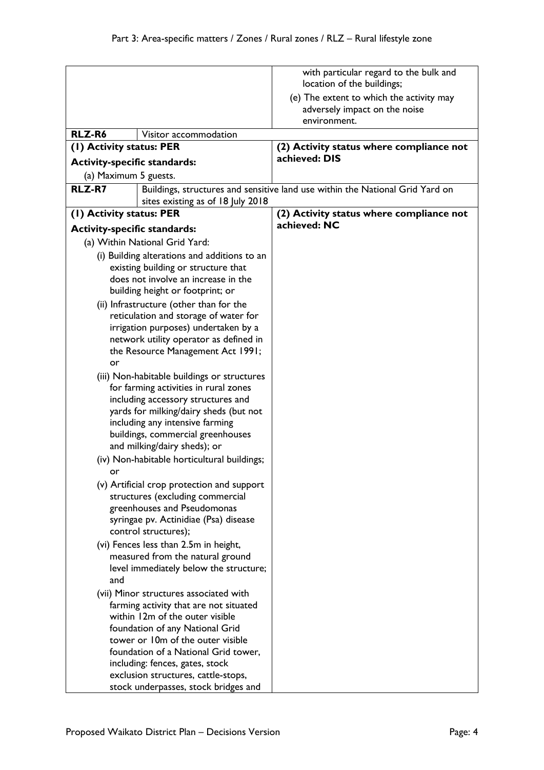| | | |
|---|---|---|
| | | with particular regard to the bulk and location of the buildings;<br>(e) The extent to which the activity may adversely impact on the noise environment. |
| **RLZ-R6** | Visitor accommodation | |
| **(1) Activity status: PER**<br>**Activity-specific standards:**<br>(a) Maximum 5 guests. | | **(2) Activity status where compliance not achieved: DIS** |
| **RLZ-R7** | Buildings, structures and sensitive land use within the National Grid Yard on sites existing as of 18 July 2018 | |
| **(1) Activity status: PER**<br>**Activity-specific standards:**<br>(a) Within National Grid Yard:<br>(i) Building alterations and additions to an existing building or structure that does not involve an increase in the building height or footprint; or<br>(ii) Infrastructure (other than for the reticulation and storage of water for irrigation purposes) undertaken by a network utility operator as defined in the Resource Management Act 1991; or<br>(iii) Non-habitable buildings or structures for farming activities in rural zones including accessory structures and yards for milking/dairy sheds (but not including any intensive farming buildings, commercial greenhouses and milking/dairy sheds); or<br>(iv) Non-habitable horticultural buildings; or<br>(v) Artificial crop protection and support structures (excluding commercial greenhouses and Pseudomonas syringae pv. Actinidiae (Psa) disease control structures);<br>(vi) Fences less than 2.5m in height, measured from the natural ground level immediately below the structure; and<br>(vii) Minor structures associated with farming activity that are not situated within 12m of the outer visible foundation of any National Grid tower or 10m of the outer visible foundation of a National Grid tower, including: fences, gates, stock exclusion structures, cattle-stops, stock underpasses, stock bridges and | | **(2) Activity status where compliance not achieved: NC** |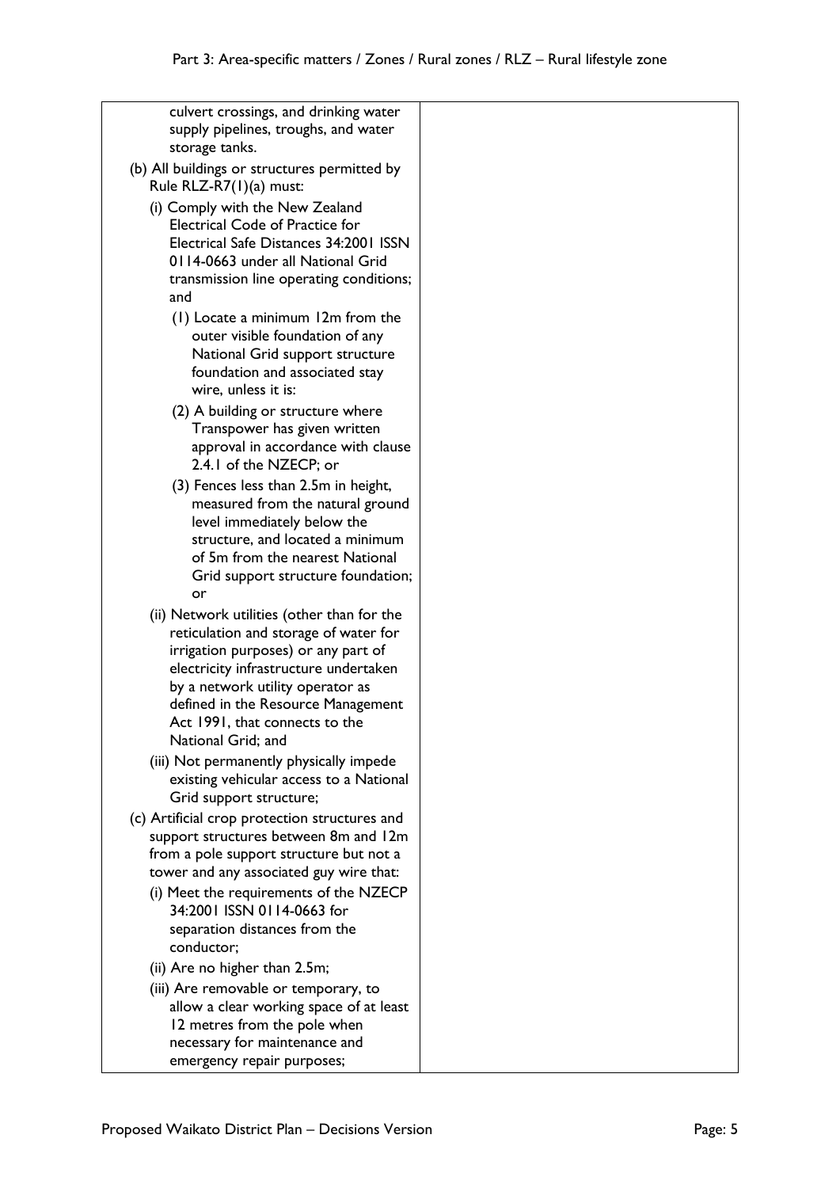| | |
|---|---|
| culvert crossings, and drinking water supply pipelines, troughs, and water storage tanks.<br><br>(b) All buildings or structures permitted by Rule RLZ-R7(1)(a) must:<br><br>(i) Comply with the New Zealand Electrical Code of Practice for Electrical Safe Distances 34:2001 ISSN 0114-0663 under all National Grid transmission line operating conditions; and<br><br>(1) Locate a minimum 12m from the outer visible foundation of any National Grid support structure foundation and associated stay wire, unless it is:<br><br>(2) A building or structure where Transpower has given written approval in accordance with clause 2.4.1 of the NZECP; or<br><br>(3) Fences less than 2.5m in height, measured from the natural ground level immediately below the structure, and located a minimum of 5m from the nearest National Grid support structure foundation; or<br><br>(ii) Network utilities (other than for the reticulation and storage of water for irrigation purposes) or any part of electricity infrastructure undertaken by a network utility operator as defined in the Resource Management Act 1991, that connects to the National Grid; and<br><br>(iii) Not permanently physically impede existing vehicular access to a National Grid support structure;<br><br>(c) Artificial crop protection structures and support structures between 8m and 12m from a pole support structure but not a tower and any associated guy wire that:<br><br>(i) Meet the requirements of the NZECP 34:2001 ISSN 0114-0663 for separation distances from the conductor;<br><br>(ii) Are no higher than 2.5m;<br><br>(iii) Are removable or temporary, to allow a clear working space of at least 12 metres from the pole when necessary for maintenance and emergency repair purposes; | |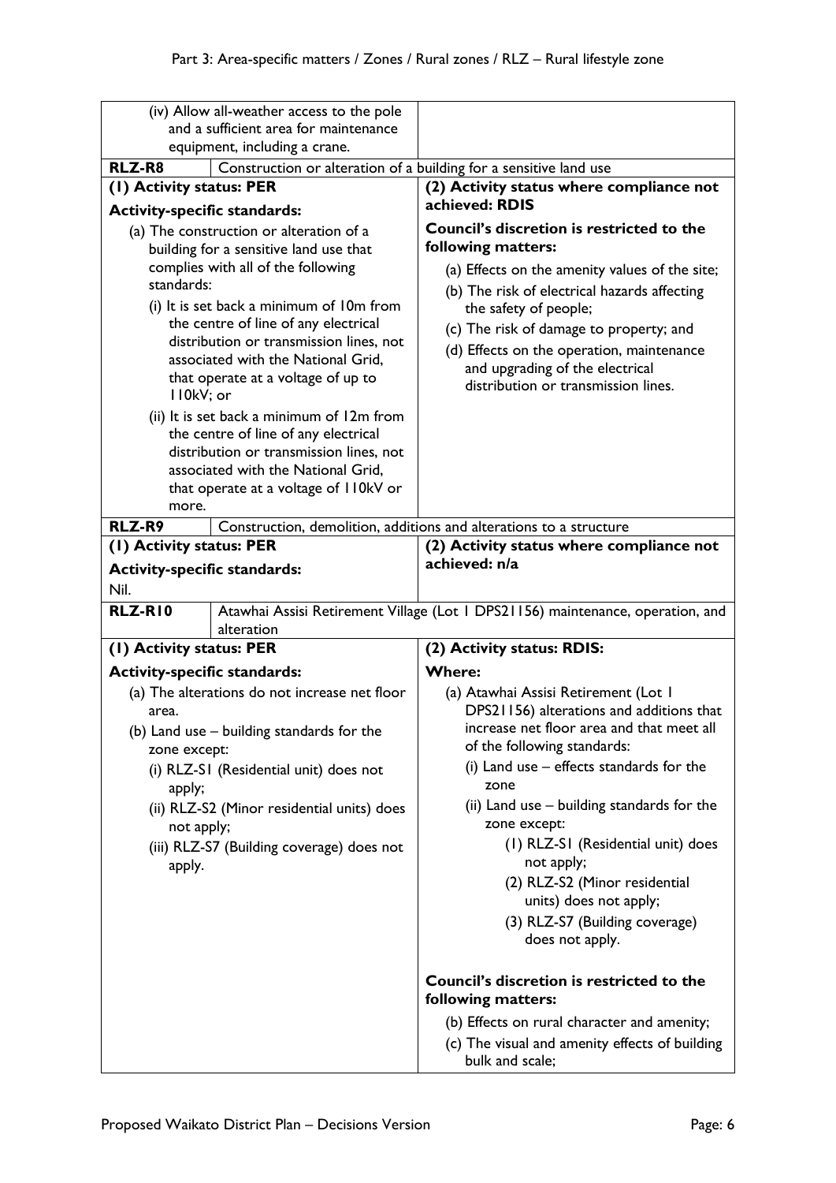| | |
|---|---|
| (iv) Allow all-weather access to the pole and a sufficient area for maintenance equipment, including a crane. | |
| **RLZ-R8** Construction or alteration of a building for a sensitive land use | |
| **(1) Activity status: PER**<br><br>**Activity-specific standards:**<br><br>(a) The construction or alteration of a building for a sensitive land use that complies with all of the following standards:<br><br>(i) It is set back a minimum of 10m from the centre of line of any electrical distribution or transmission lines, not associated with the National Grid, that operate at a voltage of up to 110kV; or<br><br>(ii) It is set back a minimum of 12m from the centre of line of any electrical distribution or transmission lines, not associated with the National Grid, that operate at a voltage of 110kV or more. | **(2) Activity status where compliance not achieved: RDIS**<br><br>**Council's discretion is restricted to the following matters:**<br><br>(a) Effects on the amenity values of the site;<br><br>(b) The risk of electrical hazards affecting the safety of people;<br><br>(c) The risk of damage to property; and<br><br>(d) Effects on the operation, maintenance and upgrading of the electrical distribution or transmission lines. |
| **RLZ-R9** Construction, demolition, additions and alterations to a structure | |
| **(1) Activity status: PER**<br><br>**Activity-specific standards:**<br><br>Nil. | **(2) Activity status where compliance not achieved: n/a** |
| **RLZ-R10** Atawhai Assisi Retirement Village (Lot 1 DPS21156) maintenance, operation, and alteration | |
| **(1) Activity status: PER**<br><br>**Activity-specific standards:**<br><br>(a) The alterations do not increase net floor area.<br><br>(b) Land use – building standards for the zone except:<br><br>(i) RLZ-S1 (Residential unit) does not apply;<br><br>(ii) RLZ-S2 (Minor residential units) does not apply;<br><br>(iii) RLZ-S7 (Building coverage) does not apply. | **(2) Activity status: RDIS:**<br><br>**Where:**<br><br>(a) Atawhai Assisi Retirement (Lot 1 DPS21156) alterations and additions that increase net floor area and that meet all of the following standards:<br><br>(i) Land use – effects standards for the zone<br><br>(ii) Land use – building standards for the zone except:<br><br>(1) RLZ-S1 (Residential unit) does not apply;<br><br>(2) RLZ-S2 (Minor residential units) does not apply;<br><br>(3) RLZ-S7 (Building coverage) does not apply.<br><br>**Council's discretion is restricted to the following matters:**<br><br>(b) Effects on rural character and amenity;<br><br>(c) The visual and amenity effects of building bulk and scale; |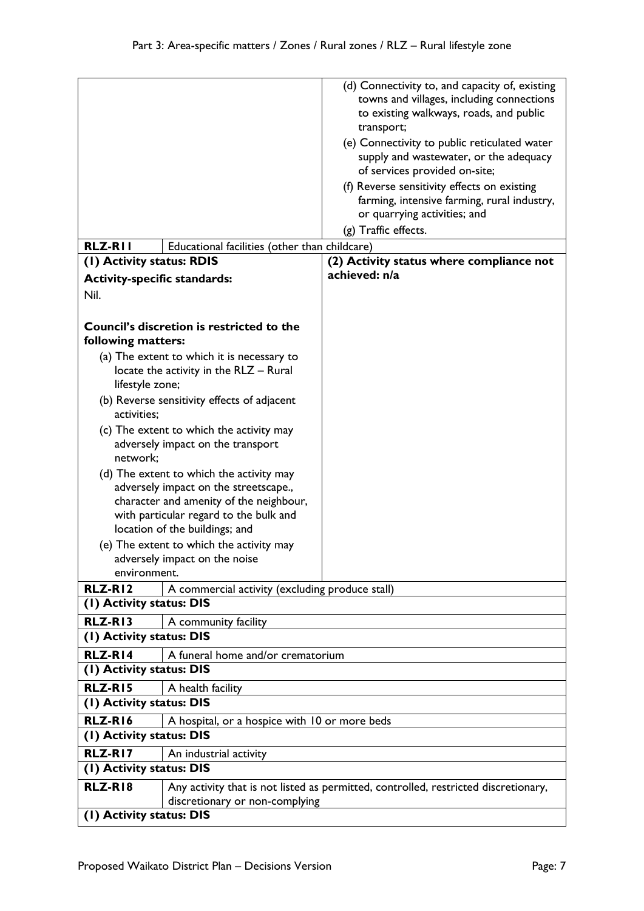| | | |
|---|---|---|
| | | (d) Connectivity to, and capacity of, existing towns and villages, including connections to existing walkways, roads, and public transport;<br>(e) Connectivity to public reticulated water supply and wastewater, or the adequacy of services provided on-site;<br>(f) Reverse sensitivity effects on existing farming, intensive farming, rural industry, or quarrying activities; and<br>(g) Traffic effects. |
| **RLZ-R11** | Educational facilities (other than childcare) | |
| **(1) Activity status: RDIS**<br>**Activity-specific standards:**<br>Nil.<br><br>**Council's discretion is restricted to the following matters:**<br>(a) The extent to which it is necessary to locate the activity in the RLZ – Rural lifestyle zone;<br>(b) Reverse sensitivity effects of adjacent activities;<br>(c) The extent to which the activity may adversely impact on the transport network;<br>(d) The extent to which the activity may adversely impact on the streetscape., character and amenity of the neighbour, with particular regard to the bulk and location of the buildings; and<br>(e) The extent to which the activity may adversely impact on the noise environment. | | **(2) Activity status where compliance not achieved: n/a** |
| **RLZ-R12** | A commercial activity (excluding produce stall) | |
| **(1) Activity status: DIS** | | |
| **RLZ-R13** | A community facility | |
| **(1) Activity status: DIS** | | |
| **RLZ-R14** | A funeral home and/or crematorium | |
| **(1) Activity status: DIS** | | |
| **RLZ-R15** | A health facility | |
| **(1) Activity status: DIS** | | |
| **RLZ-R16** | A hospital, or a hospice with 10 or more beds | |
| **(1) Activity status: DIS** | | |
| **RLZ-R17** | An industrial activity | |
| **(1) Activity status: DIS** | | |
| **RLZ-R18** | Any activity that is not listed as permitted, controlled, restricted discretionary, discretionary or non-complying | |
| **(1) Activity status: DIS** | | |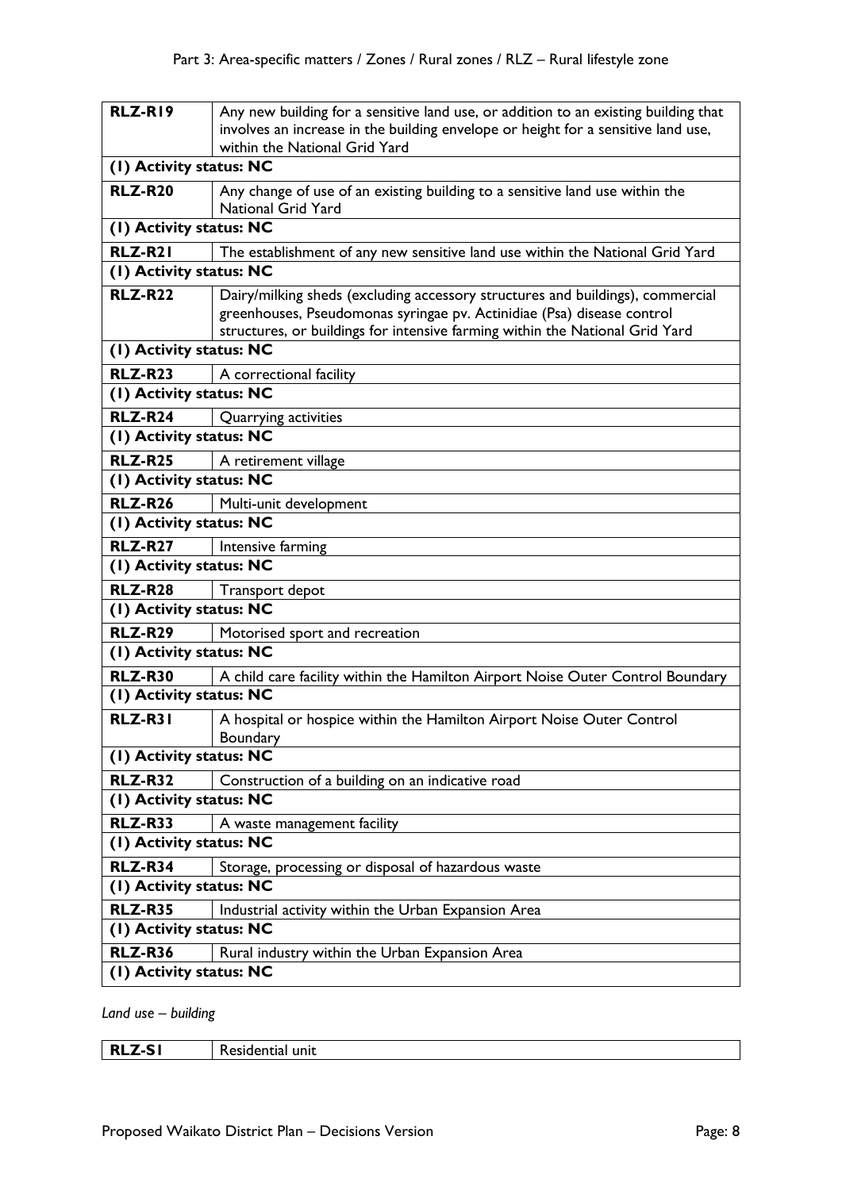| RLZ-R19 | Any new building for a sensitive land use, or addition to an existing building that involves an increase in the building envelope or height for a sensitive land use, within the National Grid Yard |
|---|---|
| **(1) Activity status: NC** | |
| **RLZ-R20** | Any change of use of an existing building to a sensitive land use within the National Grid Yard |
| **(1) Activity status: NC** | |
| **RLZ-R21** | The establishment of any new sensitive land use within the National Grid Yard |
| **(1) Activity status: NC** | |
| **RLZ-R22** | Dairy/milking sheds (excluding accessory structures and buildings), commercial greenhouses, Pseudomonas syringae pv. Actinidiae (Psa) disease control structures, or buildings for intensive farming within the National Grid Yard |
| **(1) Activity status: NC** | |
| **RLZ-R23** | A correctional facility |
| **(1) Activity status: NC** | |
| **RLZ-R24** | Quarrying activities |
| **(1) Activity status: NC** | |
| **RLZ-R25** | A retirement village |
| **(1) Activity status: NC** | |
| **RLZ-R26** | Multi-unit development |
| **(1) Activity status: NC** | |
| **RLZ-R27** | Intensive farming |
| **(1) Activity status: NC** | |
| **RLZ-R28** | Transport depot |
| **(1) Activity status: NC** | |
| **RLZ-R29** | Motorised sport and recreation |
| **(1) Activity status: NC** | |
| **RLZ-R30** | A child care facility within the Hamilton Airport Noise Outer Control Boundary |
| **(1) Activity status: NC** | |
| **RLZ-R31** | A hospital or hospice within the Hamilton Airport Noise Outer Control Boundary |
| **(1) Activity status: NC** | |
| **RLZ-R32** | Construction of a building on an indicative road |
| **(1) Activity status: NC** | |
| **RLZ-R33** | A waste management facility |
| **(1) Activity status: NC** | |
| **RLZ-R34** | Storage, processing or disposal of hazardous waste |
| **(1) Activity status: NC** | |
| **RLZ-R35** | Industrial activity within the Urban Expansion Area |
| **(1) Activity status: NC** | |
| **RLZ-R36** | Rural industry within the Urban Expansion Area |
| **(1) Activity status: NC** | |

*Land use – building*

| RLZ-S1 | Residential unit |
|---|---|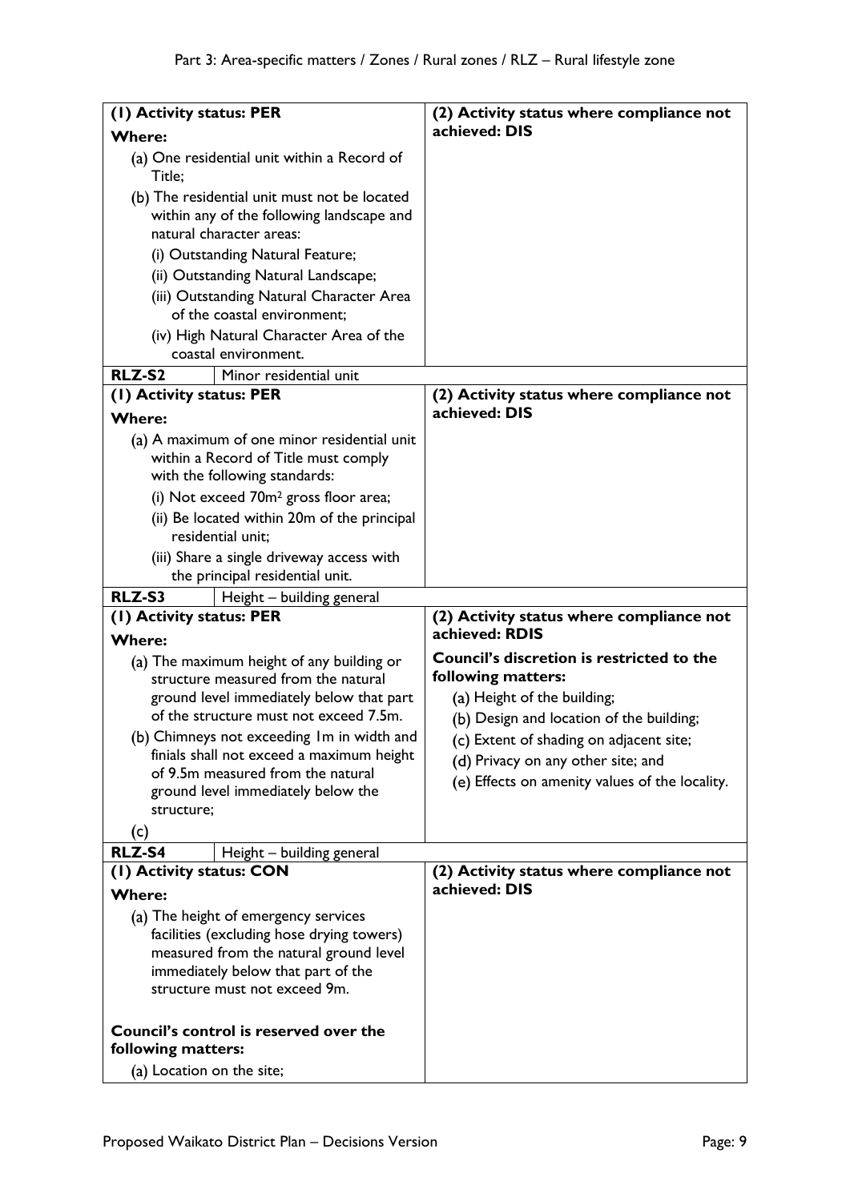| (1) Activity status: PER | (2) Activity status where compliance not achieved: DIS |
|---|---|
| **Where:**<br>(a) One residential unit within a Record of Title;<br>(b) The residential unit must not be located within any of the following landscape and natural character areas:<br>(i) Outstanding Natural Feature;<br>(ii) Outstanding Natural Landscape;<br>(iii) Outstanding Natural Character Area of the coastal environment;<br>(iv) High Natural Character Area of the coastal environment. | |
| **RLZ-S2** Minor residential unit | |
| **(1) Activity status: PER**<br>**Where:**<br>(a) A maximum of one minor residential unit within a Record of Title must comply with the following standards:<br>(i) Not exceed 70m² gross floor area;<br>(ii) Be located within 20m of the principal residential unit;<br>(iii) Share a single driveway access with the principal residential unit. | **(2) Activity status where compliance not achieved: DIS** |
| **RLZ-S3** Height – building general | |
| **(1) Activity status: PER**<br>**Where:**<br>(a) The maximum height of any building or structure measured from the natural ground level immediately below that part of the structure must not exceed 7.5m.<br>(b) Chimneys not exceeding 1m in width and finials shall not exceed a maximum height of 9.5m measured from the natural ground level immediately below the structure;<br>(c) | **(2) Activity status where compliance not achieved: RDIS**<br>**Council's discretion is restricted to the following matters:**<br>(a) Height of the building;<br>(b) Design and location of the building;<br>(c) Extent of shading on adjacent site;<br>(d) Privacy on any other site; and<br>(e) Effects on amenity values of the locality. |
| **RLZ-S4** Height – building general | |
| **(1) Activity status: CON**<br>**Where:**<br>(a) The height of emergency services facilities (excluding hose drying towers) measured from the natural ground level immediately below that part of the structure must not exceed 9m.<br><br>**Council's control is reserved over the following matters:**<br>(a) Location on the site; | **(2) Activity status where compliance not achieved: DIS** |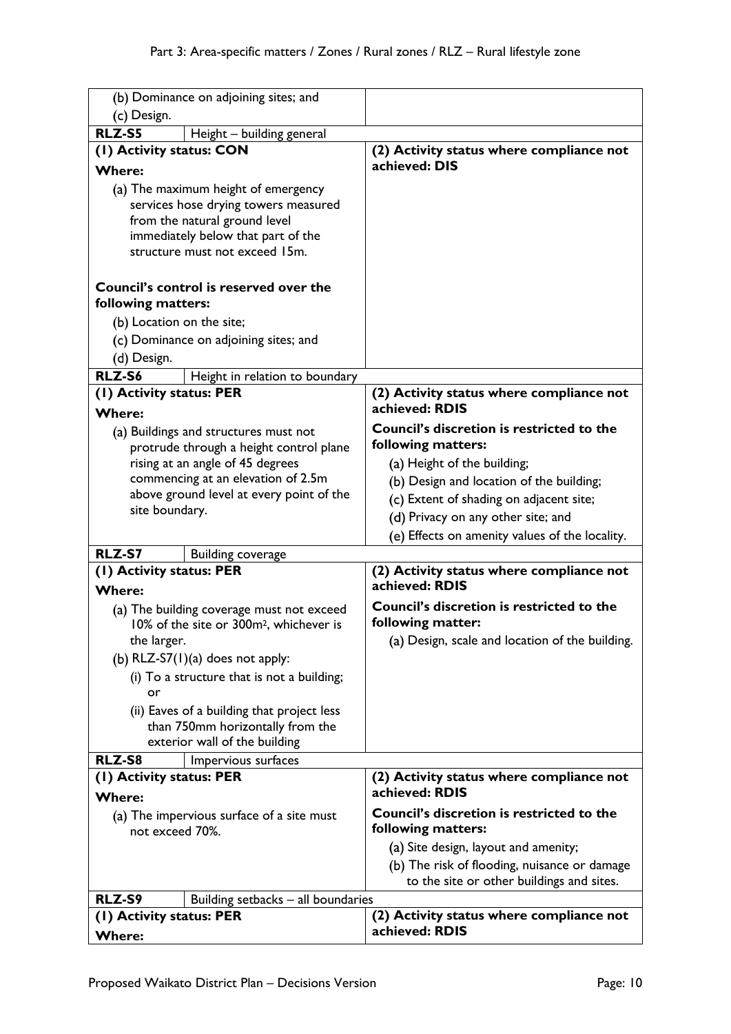| | |
|---|---|
| (b) Dominance on adjoining sites; and<br>(c) Design. | |
| **RLZ-S5** Height – building general | |
| **(1) Activity status: CON**<br>**Where:**<br>(a) The maximum height of emergency services hose drying towers measured from the natural ground level immediately below that part of the structure must not exceed 15m.<br><br>**Council's control is reserved over the following matters:**<br>(b) Location on the site;<br>(c) Dominance on adjoining sites; and<br>(d) Design. | **(2) Activity status where compliance not achieved: DIS** |
| **RLZ-S6** Height in relation to boundary | |
| **(1) Activity status: PER**<br>**Where:**<br>(a) Buildings and structures must not protrude through a height control plane rising at an angle of 45 degrees commencing at an elevation of 2.5m above ground level at every point of the site boundary. | **(2) Activity status where compliance not achieved: RDIS**<br>**Council's discretion is restricted to the following matters:**<br>(a) Height of the building;<br>(b) Design and location of the building;<br>(c) Extent of shading on adjacent site;<br>(d) Privacy on any other site; and<br>(e) Effects on amenity values of the locality. |
| **RLZ-S7** Building coverage | |
| **(1) Activity status: PER**<br>**Where:**<br>(a) The building coverage must not exceed 10% of the site or 300m² , whichever is the larger.<br>(b) RLZ-S7(1)(a) does not apply:<br>(i) To a structure that is not a building; or<br>(ii) Eaves of a building that project less than 750mm horizontally from the exterior wall of the building | **(2) Activity status where compliance not achieved: RDIS**<br>**Council's discretion is restricted to the following matter:**<br>(a) Design, scale and location of the building. |
| **RLZ-S8** Impervious surfaces | |
| **(1) Activity status: PER**<br>**Where:**<br>(a) The impervious surface of a site must not exceed 70%. | **(2) Activity status where compliance not achieved: RDIS**<br>**Council's discretion is restricted to the following matters:**<br>(a) Site design, layout and amenity;<br>(b) The risk of flooding, nuisance or damage to the site or other buildings and sites. |
| **RLZ-S9** Building setbacks – all boundaries | |
| **(1) Activity status: PER**<br>**Where:** | **(2) Activity status where compliance not achieved: RDIS** |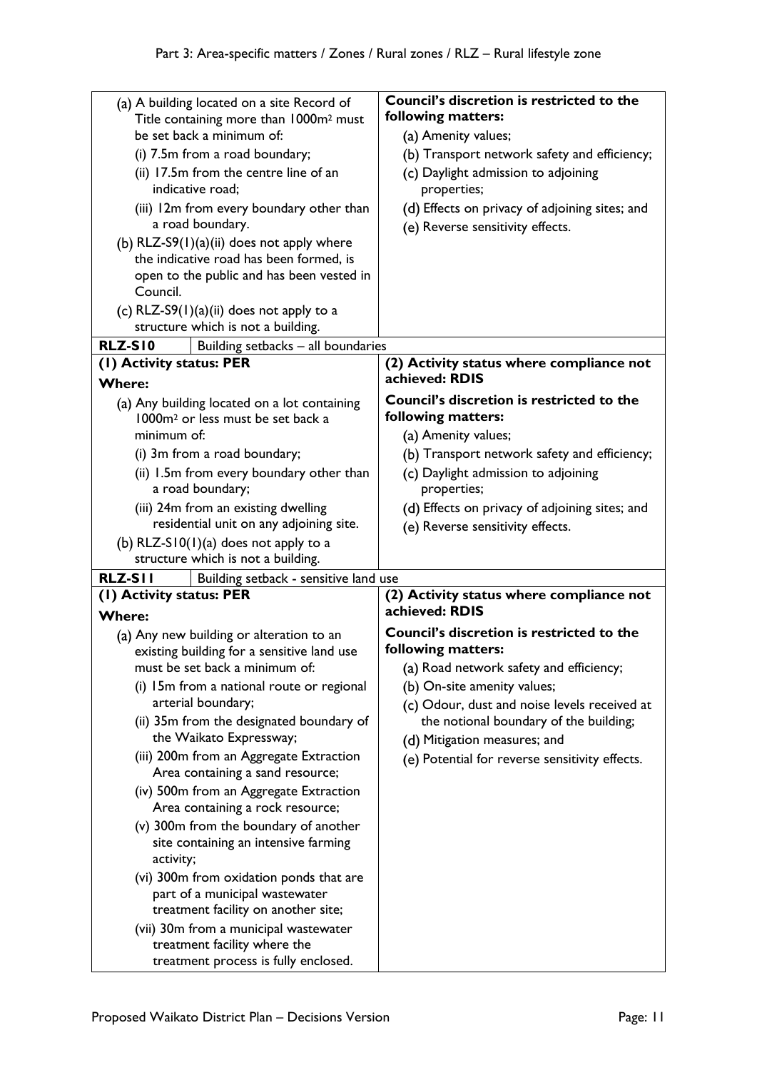| | |
|---|---|
| (a) A building located on a site Record of Title containing more than 1000m² must be set back a minimum of:<br>(i) 7.5m from a road boundary;<br>(ii) 17.5m from the centre line of an indicative road;<br>(iii) 12m from every boundary other than a road boundary.<br>(b) RLZ-S9(1)(a)(ii) does not apply where the indicative road has been formed, is open to the public and has been vested in Council.<br>(c) RLZ-S9(1)(a)(ii) does not apply to a structure which is not a building. | **Council's discretion is restricted to the following matters:**<br>(a) Amenity values;<br>(b) Transport network safety and efficiency;<br>(c) Daylight admission to adjoining properties;<br>(d) Effects on privacy of adjoining sites; and<br>(e) Reverse sensitivity effects. |
| **RLZ-S10** Building setbacks – all boundaries | |
| **(1) Activity status: PER**<br>**Where:**<br>(a) Any building located on a lot containing 1000m² or less must be set back a minimum of:<br>(i) 3m from a road boundary;<br>(ii) 1.5m from every boundary other than a road boundary;<br>(iii) 24m from an existing dwelling residential unit on any adjoining site.<br>(b) RLZ-S10(1)(a) does not apply to a structure which is not a building. | **(2) Activity status where compliance not achieved: RDIS**<br>**Council's discretion is restricted to the following matters:**<br>(a) Amenity values;<br>(b) Transport network safety and efficiency;<br>(c) Daylight admission to adjoining properties;<br>(d) Effects on privacy of adjoining sites; and<br>(e) Reverse sensitivity effects. |
| **RLZ-S11** Building setback - sensitive land use | |
| **(1) Activity status: PER**<br>**Where:**<br>(a) Any new building or alteration to an existing building for a sensitive land use must be set back a minimum of:<br>(i) 15m from a national route or regional arterial boundary;<br>(ii) 35m from the designated boundary of the Waikato Expressway;<br>(iii) 200m from an Aggregate Extraction Area containing a sand resource;<br>(iv) 500m from an Aggregate Extraction Area containing a rock resource;<br>(v) 300m from the boundary of another site containing an intensive farming activity;<br>(vi) 300m from oxidation ponds that are part of a municipal wastewater treatment facility on another site;<br>(vii) 30m from a municipal wastewater treatment facility where the treatment process is fully enclosed. | **(2) Activity status where compliance not achieved: RDIS**<br>**Council's discretion is restricted to the following matters:**<br>(a) Road network safety and efficiency;<br>(b) On-site amenity values;<br>(c) Odour, dust and noise levels received at the notional boundary of the building;<br>(d) Mitigation measures; and<br>(e) Potential for reverse sensitivity effects. |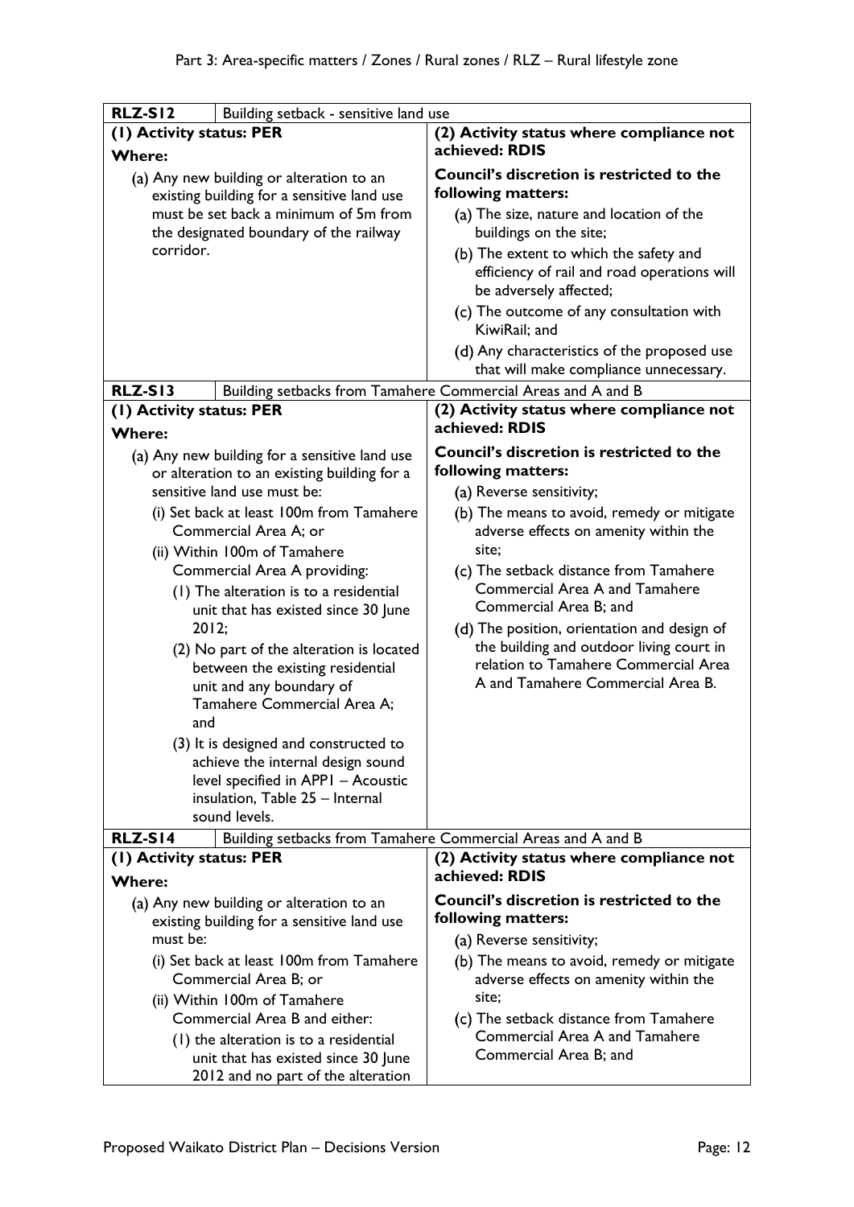| RLZ-S12 | Building setback - sensitive land use |
|---|---|
| **(1) Activity status: PER**<br>**Where:**<br>(a) Any new building or alteration to an existing building for a sensitive land use must be set back a minimum of 5m from the designated boundary of the railway corridor. | **(2) Activity status where compliance not achieved: RDIS**<br>**Council's discretion is restricted to the following matters:**<br>(a) The size, nature and location of the buildings on the site;<br>(b) The extent to which the safety and efficiency of rail and road operations will be adversely affected;<br>(c) The outcome of any consultation with KiwiRail; and<br>(d) Any characteristics of the proposed use that will make compliance unnecessary. |
| **RLZ-S13** | Building setbacks from Tamahere Commercial Areas and A and B |
| **(1) Activity status: PER**<br>**Where:**<br>(a) Any new building for a sensitive land use or alteration to an existing building for a sensitive land use must be:<br>(i) Set back at least 100m from Tamahere Commercial Area A; or<br>(ii) Within 100m of Tamahere Commercial Area A providing:<br>(1) The alteration is to a residential unit that has existed since 30 June 2012;<br>(2) No part of the alteration is located between the existing residential unit and any boundary of Tamahere Commercial Area A; and<br>(3) It is designed and constructed to achieve the internal design sound level specified in APP1 – Acoustic insulation, Table 25 – Internal sound levels. | **(2) Activity status where compliance not achieved: RDIS**<br>**Council's discretion is restricted to the following matters:**<br>(a) Reverse sensitivity;<br>(b) The means to avoid, remedy or mitigate adverse effects on amenity within the site;<br>(c) The setback distance from Tamahere Commercial Area A and Tamahere Commercial Area B; and<br>(d) The position, orientation and design of the building and outdoor living court in relation to Tamahere Commercial Area A and Tamahere Commercial Area B. |
| **RLZ-S14** | Building setbacks from Tamahere Commercial Areas and A and B |
| **(1) Activity status: PER**<br>**Where:**<br>(a) Any new building or alteration to an existing building for a sensitive land use must be:<br>(i) Set back at least 100m from Tamahere Commercial Area B; or<br>(ii) Within 100m of Tamahere Commercial Area B and either:<br>(1) the alteration is to a residential unit that has existed since 30 June 2012 and no part of the alteration | **(2) Activity status where compliance not achieved: RDIS**<br>**Council's discretion is restricted to the following matters:**<br>(a) Reverse sensitivity;<br>(b) The means to avoid, remedy or mitigate adverse effects on amenity within the site;<br>(c) The setback distance from Tamahere Commercial Area A and Tamahere Commercial Area B; and |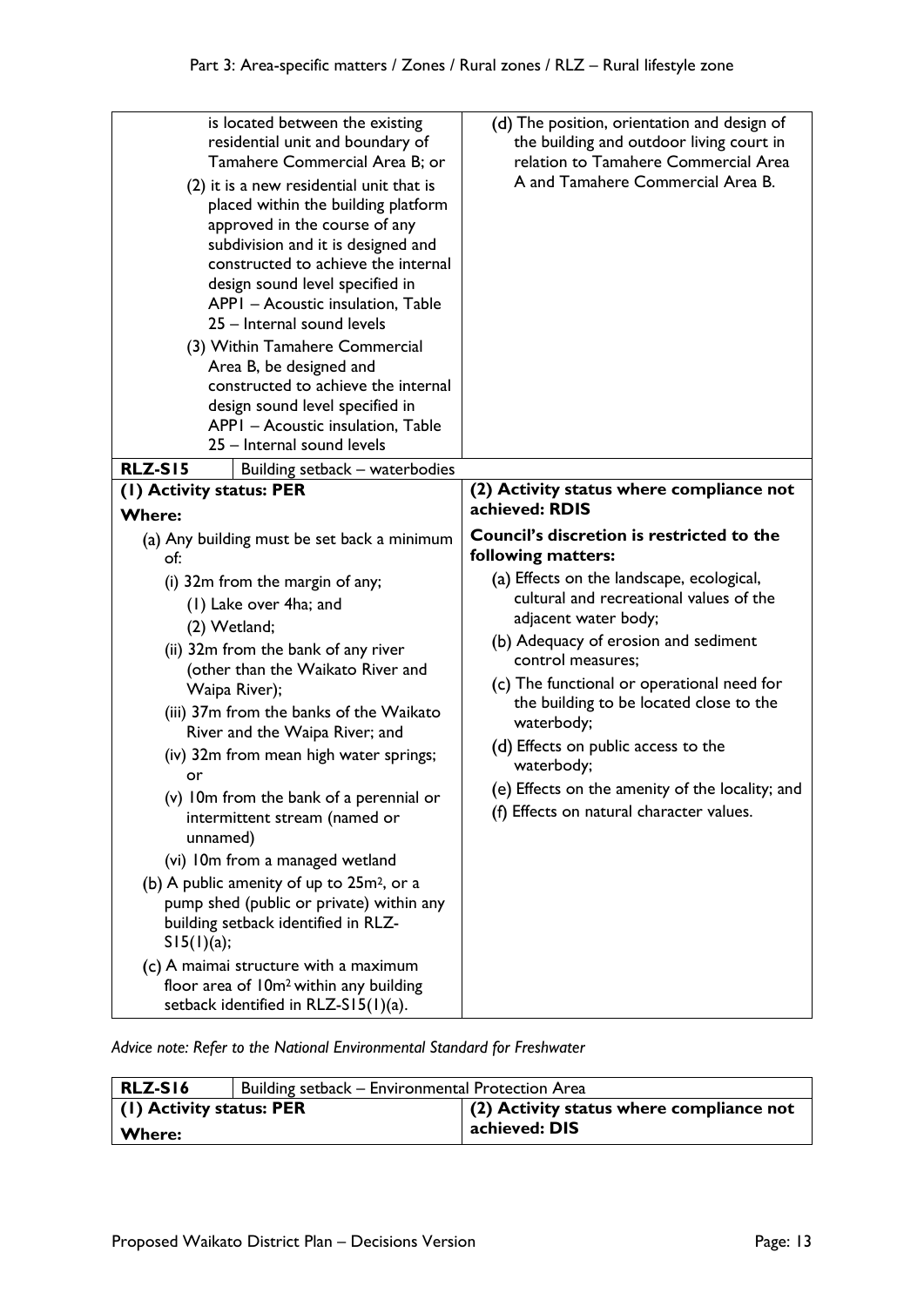| | |
|---|---|
| is located between the existing residential unit and boundary of Tamahere Commercial Area B; or<br>(2) it is a new residential unit that is placed within the building platform approved in the course of any subdivision and it is designed and constructed to achieve the internal design sound level specified in APP1 – Acoustic insulation, Table 25 – Internal sound levels<br>(3) Within Tamahere Commercial Area B, be designed and constructed to achieve the internal design sound level specified in APP1 – Acoustic insulation, Table 25 – Internal sound levels | (d) The position, orientation and design of the building and outdoor living court in relation to Tamahere Commercial Area A and Tamahere Commercial Area B. |

| **RLZ-S15** | Building setback – waterbodies |
|---|---|
| **(1) Activity status: PER**<br>**Where:**<br>(a) Any building must be set back a minimum of:<br>(i) 32m from the margin of any;<br>(1) Lake over 4ha; and<br>(2) Wetland;<br>(ii) 32m from the bank of any river (other than the Waikato River and Waipa River);<br>(iii) 37m from the banks of the Waikato River and the Waipa River; and<br>(iv) 32m from mean high water springs; or<br>(v) 10m from the bank of a perennial or intermittent stream (named or unnamed)<br>(vi) 10m from a managed wetland<br>(b) A public amenity of up to 25m², or a pump shed (public or private) within any building setback identified in RLZ-S15(1)(a);<br>(c) A maimai structure with a maximum floor area of 10m² within any building setback identified in RLZ-S15(1)(a). | **(2) Activity status where compliance not achieved: RDIS**<br>**Council's discretion is restricted to the following matters:**<br>(a) Effects on the landscape, ecological, cultural and recreational values of the adjacent water body;<br>(b) Adequacy of erosion and sediment control measures;<br>(c) The functional or operational need for the building to be located close to the waterbody;<br>(d) Effects on public access to the waterbody;<br>(e) Effects on the amenity of the locality; and<br>(f) Effects on natural character values. |

*Advice note: Refer to the National Environmental Standard for Freshwater*

| **RLZ-S16** | Building setback – Environmental Protection Area |
|---|---|
| **(1) Activity status: PER**<br>**Where:** | **(2) Activity status where compliance not achieved: DIS** |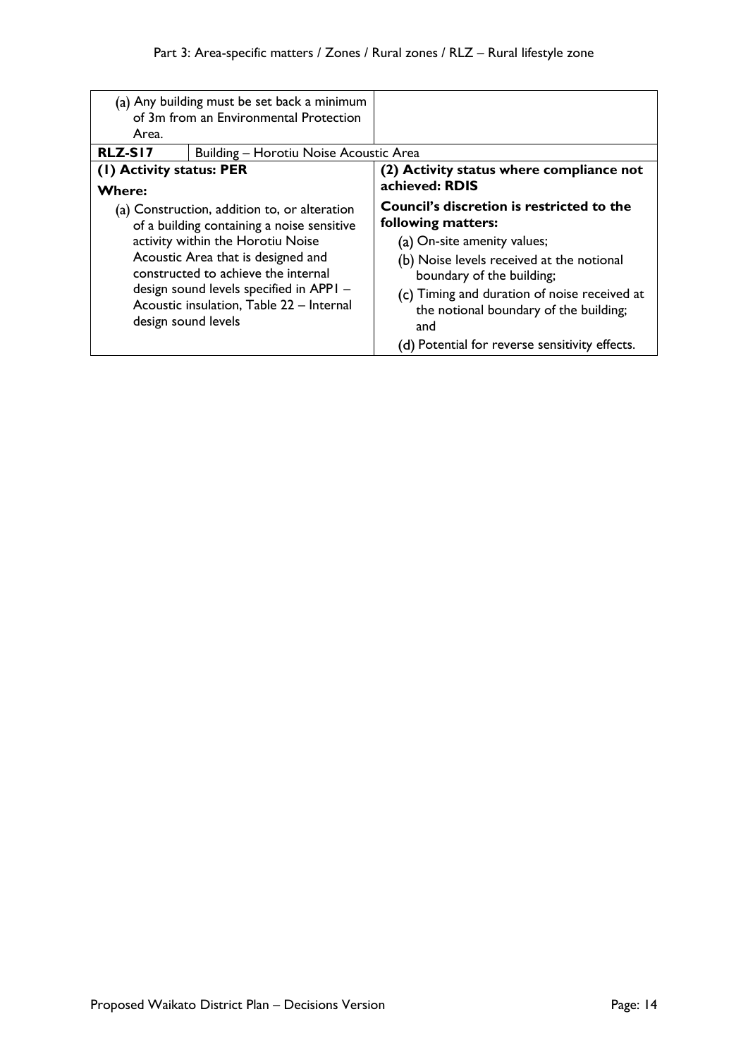| | |
|---|---|
| (a) Any building must be set back a minimum of 3m from an Environmental Protection Area. | |
| **RLZ-S17** | Building – Horotiu Noise Acoustic Area |
| **(1) Activity status: PER**<br>**Where:**<br>(a) Construction, addition to, or alteration of a building containing a noise sensitive activity within the Horotiu Noise Acoustic Area that is designed and constructed to achieve the internal design sound levels specified in APP1 – Acoustic insulation, Table 22 – Internal design sound levels | **(2) Activity status where compliance not achieved: RDIS**<br>**Council's discretion is restricted to the following matters:**<br>(a) On-site amenity values;<br>(b) Noise levels received at the notional boundary of the building;<br>(c) Timing and duration of noise received at the notional boundary of the building; and<br>(d) Potential for reverse sensitivity effects. |